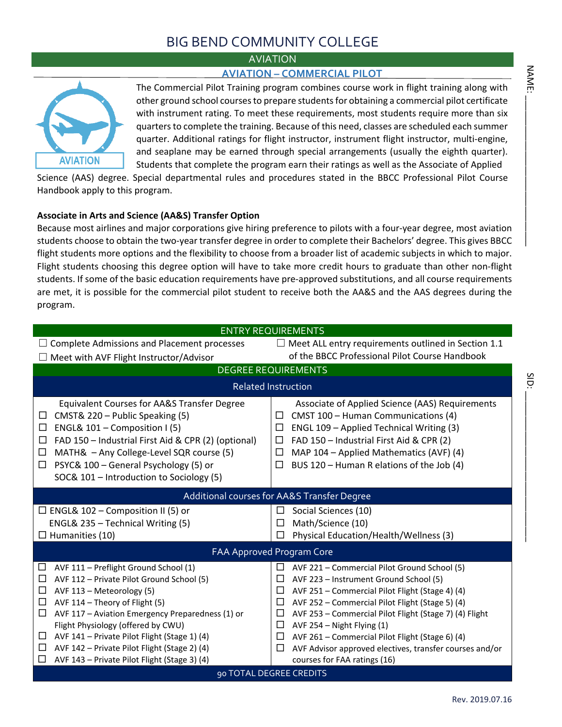# BIG BEND COMMUNITY COLLEGE

## AVIATION

### AVIATION – COMMERCIAL PILOT

NAME: ____________________

SID: ____________________

The Commercial Pilot Training program combines course work in flight training along with other ground school courses to prepare students for obtaining a commercial pilot certificate with instrument rating. To meet these requirements, most students require more than six quarters to complete the training. Because of this need, classes are scheduled each summer quarter. Additional ratings for flight instructor, instrument flight instructor, multi-engine, and seaplane may be earned through special arrangements (usually the eighth quarter). Students that complete the program earn their ratings as well as the Associate of Applied Science (AAS) degree. Special departmental rules and procedures stated in the BBCC Professional Pilot Course Handbook apply to this program.

**Associate in Arts and Science (AA&S) Transfer Option**

Because most airlines and major corporations give hiring preference to pilots with a four-year degree, most aviation students choose to obtain the two-year transfer degree in order to complete their Bachelors' degree. This gives BBCC flight students more options and the flexibility to choose from a broader list of academic subjects in which to major. Flight students choosing this degree option will have to take more credit hours to graduate than other non-flight students. If some of the basic education requirements have pre-approved substitutions, and all course requirements are met, it is possible for the commercial pilot student to receive both the AA&S and the AAS degrees during the program.

| ENTRY REQUIREMENTS | |
|---|---|
| ☐ Complete Admissions and Placement processes<br>☐ Meet with AVF Flight Instructor/Advisor | ☐ Meet ALL entry requirements outlined in Section 1.1 of the BBCC Professional Pilot Course Handbook |
| **DEGREE REQUIREMENTS** | |
| **Related Instruction** | |
| Equivalent Courses for AA&S Transfer Degree | Associate of Applied Science (AAS) Requirements |
| ☐ CMST& 220 – Public Speaking (5)<br>☐ ENGL& 101 – Composition I (5)<br>☐ FAD 150 – Industrial First Aid & CPR (2) (optional)<br>☐ MATH& – Any College-Level SQR course (5)<br>☐ PSYC& 100 – General Psychology (5) or SOC& 101 – Introduction to Sociology (5) | ☐ CMST 100 – Human Communications (4)<br>☐ ENGL 109 – Applied Technical Writing (3)<br>☐ FAD 150 – Industrial First Aid & CPR (2)<br>☐ MAP 104 – Applied Mathematics (AVF) (4)<br>☐ BUS 120 – Human R elations of the Job (4) |
| **Additional courses for AA&S Transfer Degree** | |
| ☐ ENGL& 102 – Composition II (5) or ENGL& 235 – Technical Writing (5)<br>☐ Humanities (10) | ☐ Social Sciences (10)<br>☐ Math/Science (10)<br>☐ Physical Education/Health/Wellness (3) |
| **FAA Approved Program Core** | |
| ☐ AVF 111 – Preflight Ground School (1)<br>☐ AVF 112 – Private Pilot Ground School (5)<br>☐ AVF 113 – Meteorology (5)<br>☐ AVF 114 – Theory of Flight (5)<br>☐ AVF 117 – Aviation Emergency Preparedness (1) or Flight Physiology (offered by CWU)<br>☐ AVF 141 – Private Pilot Flight (Stage 1) (4)<br>☐ AVF 142 – Private Pilot Flight (Stage 2) (4)<br>☐ AVF 143 – Private Pilot Flight (Stage 3) (4) | ☐ AVF 221 – Commercial Pilot Ground School (5)<br>☐ AVF 223 – Instrument Ground School (5)<br>☐ AVF 251 – Commercial Pilot Flight (Stage 4) (4)<br>☐ AVF 252 – Commercial Pilot Flight (Stage 5) (4)<br>☐ AVF 253 – Commercial Pilot Flight (Stage 7) (4) Flight<br>☐ AVF 254 – Night Flying (1)<br>☐ AVF 261 – Commercial Pilot Flight (Stage 6) (4)<br>☐ AVF Advisor approved electives, transfer courses and/or courses for FAA ratings (16) |
| **90 TOTAL DEGREE CREDITS** | |

Rev. 2019.07.16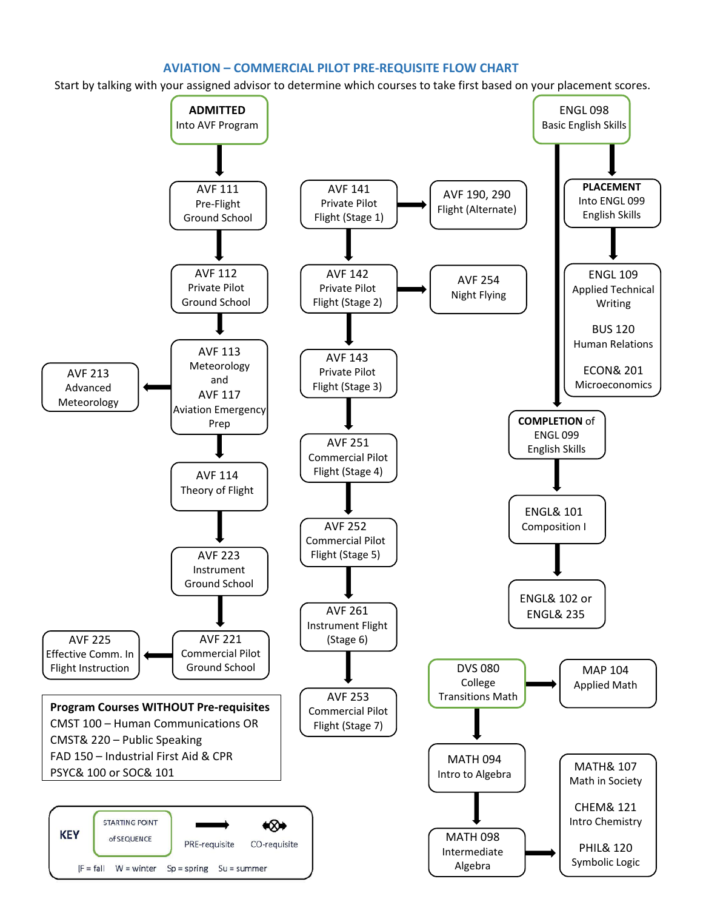## AVIATION – COMMERCIAL PILOT PRE-REQUISITE FLOW CHART

Start by talking with your assigned advisor to determine which courses to take first based on your placement scores.

**ADMITTED** Into AVF Program
→ AVF 111 Pre-Flight Ground School
→ AVF 112 Private Pilot Ground School
→ AVF 113 Meteorology and AVF 117 Aviation Emergency Prep
  → AVF 213 Advanced Meteorology
→ AVF 114 Theory of Flight
→ AVF 223 Instrument Ground School
→ AVF 221 Commercial Pilot Ground School
  → AVF 225 Effective Comm. In Flight Instruction

AVF 141 Private Pilot Flight (Stage 1)
  → AVF 190, 290 Flight (Alternate)
→ AVF 142 Private Pilot Flight (Stage 2)
  → AVF 254 Night Flying
→ AVF 143 Private Pilot Flight (Stage 3)
→ AVF 251 Commercial Pilot Flight (Stage 4)
→ AVF 252 Commercial Pilot Flight (Stage 5)
→ AVF 261 Instrument Flight (Stage 6)
→ AVF 253 Commercial Pilot Flight (Stage 7)

ENGL 098 Basic English Skills
→ **PLACEMENT** Into ENGL 099 English Skills
  → ENGL 109 Applied Technical Writing; BUS 120 Human Relations; ECON& 201 Microeconomics
→ **COMPLETION** of ENGL 099 English Skills
→ ENGL& 101 Composition I
→ ENGL& 102 or ENGL& 235

DVS 080 College Transitions Math
  → MAP 104 Applied Math
→ MATH 094 Intro to Algebra
→ MATH 098 Intermediate Algebra
  → MATH& 107 Math in Society; CHEM& 121 Intro Chemistry; PHIL& 120 Symbolic Logic

**Program Courses WITHOUT Pre-requisites**
- CMST 100 – Human Communications OR
- CMST& 220 – Public Speaking
- FAD 150 – Industrial First Aid & CPR
- PSYC& 100 or SOC& 101

**KEY**
- STARTING POINT of SEQUENCE
- PRE-requisite
- CO-requisite

F = fall W = winter Sp = spring Su = summer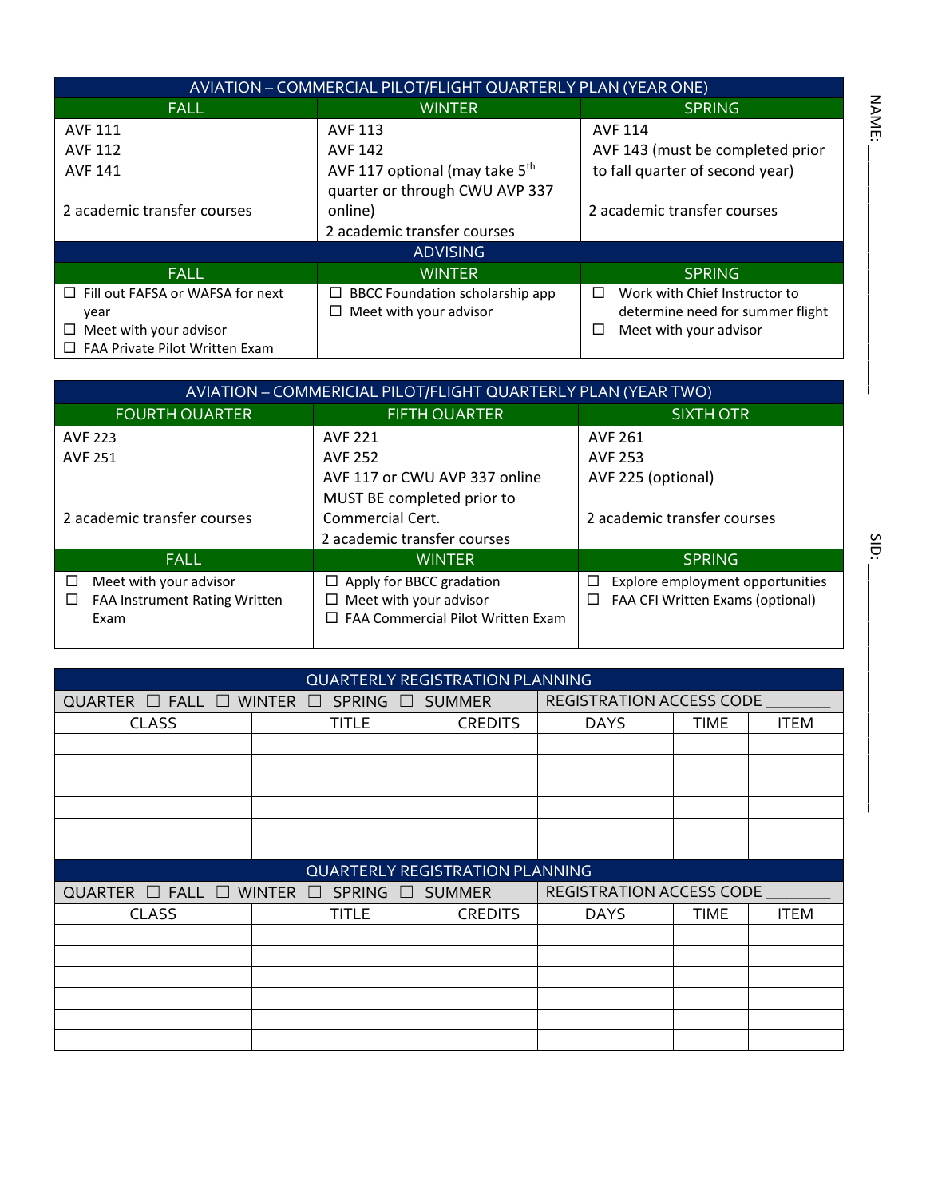| AVIATION – COMMERCIAL PILOT/FLIGHT QUARTERLY PLAN (YEAR ONE) | | |
|---|---|---|
| **FALL** | **WINTER** | **SPRING** |
| AVF 111<br>AVF 112<br>AVF 141<br><br>2 academic transfer courses | AVF 113<br>AVF 142<br>AVF 117 optional (may take 5th quarter or through CWU AVP 337 online)<br>2 academic transfer courses | AVF 114<br>AVF 143 (must be completed prior to fall quarter of second year)<br><br>2 academic transfer courses |
| **ADVISING** | | |
| **FALL** | **WINTER** | **SPRING** |
| ☐ Fill out FAFSA or WAFSA for next year<br>☐ Meet with your advisor<br>☐ FAA Private Pilot Written Exam | ☐ BBCC Foundation scholarship app<br>☐ Meet with your advisor | ☐ Work with Chief Instructor to determine need for summer flight<br>☐ Meet with your advisor |

| AVIATION – COMMERICIAL PILOT/FLIGHT QUARTERLY PLAN (YEAR TWO) | | |
|---|---|---|
| **FOURTH QUARTER** | **FIFTH QUARTER** | **SIXTH QTR** |
| AVF 223<br>AVF 251<br><br>2 academic transfer courses | AVF 221<br>AVF 252<br>AVF 117 or CWU AVP 337 online MUST BE completed prior to Commercial Cert.<br>2 academic transfer courses | AVF 261<br>AVF 253<br>AVF 225 (optional)<br><br>2 academic transfer courses |
| **FALL** | **WINTER** | **SPRING** |
| ☐ Meet with your advisor<br>☐ FAA Instrument Rating Written Exam | ☐ Apply for BBCC gradation<br>☐ Meet with your advisor<br>☐ FAA Commercial Pilot Written Exam | ☐ Explore employment opportunities<br>☐ FAA CFI Written Exams (optional) |

| QUARTERLY REGISTRATION PLANNING | | | | | |
|---|---|---|---|---|---|
| QUARTER ☐ FALL ☐ WINTER ☐ SPRING ☐ SUMMER | | | REGISTRATION ACCESS CODE ________ | | |
| CLASS | TITLE | CREDITS | DAYS | TIME | ITEM |
| | | | | | |
| | | | | | |
| | | | | | |
| | | | | | |
| | | | | | |
| | | | | | |

| QUARTERLY REGISTRATION PLANNING | | | | | |
|---|---|---|---|---|---|
| QUARTER ☐ FALL ☐ WINTER ☐ SPRING ☐ SUMMER | | | REGISTRATION ACCESS CODE ________ | | |
| CLASS | TITLE | CREDITS | DAYS | TIME | ITEM |
| | | | | | |
| | | | | | |
| | | | | | |
| | | | | | |
| | | | | | |
| | | | | | |

NAME: ____________________

SID: ____________________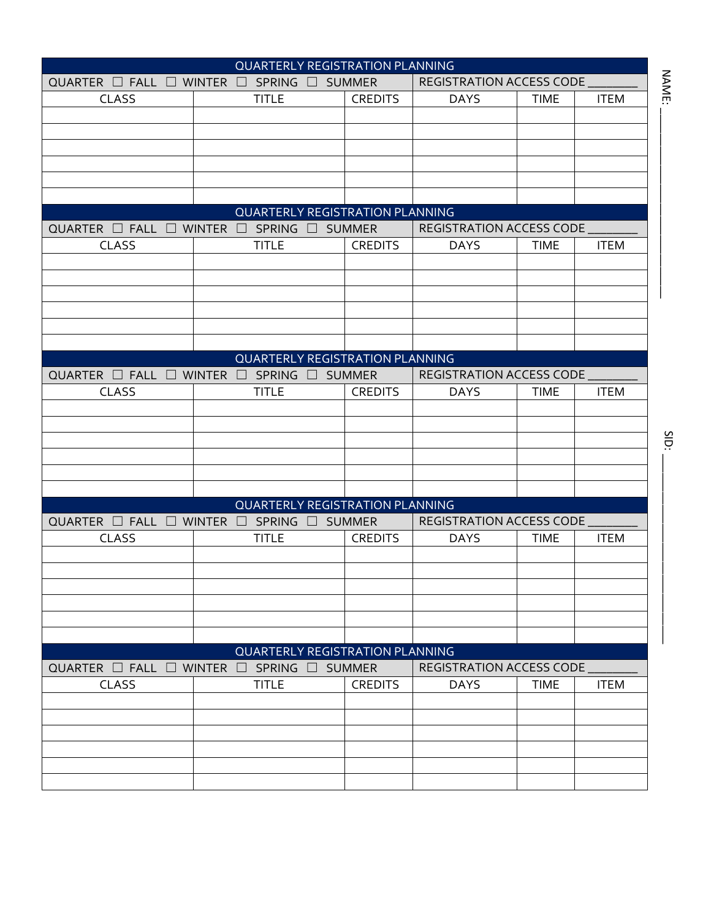NAME: ______________________

SID: ______________________

| QUARTERLY REGISTRATION PLANNING | | | | | |
|---|---|---|---|---|---|
| QUARTER ☐ FALL ☐ WINTER ☐ SPRING ☐ SUMMER | | | REGISTRATION ACCESS CODE ________ | | |
| CLASS | TITLE | CREDITS | DAYS | TIME | ITEM |
| | | | | | |
| | | | | | |
| | | | | | |
| | | | | | |
| | | | | | |
| | | | | | |

| QUARTERLY REGISTRATION PLANNING | | | | | |
|---|---|---|---|---|---|
| QUARTER ☐ FALL ☐ WINTER ☐ SPRING ☐ SUMMER | | | REGISTRATION ACCESS CODE ________ | | |
| CLASS | TITLE | CREDITS | DAYS | TIME | ITEM |
| | | | | | |
| | | | | | |
| | | | | | |
| | | | | | |
| | | | | | |
| | | | | | |

| QUARTERLY REGISTRATION PLANNING | | | | | |
|---|---|---|---|---|---|
| QUARTER ☐ FALL ☐ WINTER ☐ SPRING ☐ SUMMER | | | REGISTRATION ACCESS CODE ________ | | |
| CLASS | TITLE | CREDITS | DAYS | TIME | ITEM |
| | | | | | |
| | | | | | |
| | | | | | |
| | | | | | |
| | | | | | |
| | | | | | |

| QUARTERLY REGISTRATION PLANNING | | | | | |
|---|---|---|---|---|---|
| QUARTER ☐ FALL ☐ WINTER ☐ SPRING ☐ SUMMER | | | REGISTRATION ACCESS CODE ________ | | |
| CLASS | TITLE | CREDITS | DAYS | TIME | ITEM |
| | | | | | |
| | | | | | |
| | | | | | |
| | | | | | |
| | | | | | |
| | | | | | |

| QUARTERLY REGISTRATION PLANNING | | | | | |
|---|---|---|---|---|---|
| QUARTER ☐ FALL ☐ WINTER ☐ SPRING ☐ SUMMER | | | REGISTRATION ACCESS CODE ________ | | |
| CLASS | TITLE | CREDITS | DAYS | TIME | ITEM |
| | | | | | |
| | | | | | |
| | | | | | |
| | | | | | |
| | | | | | |
| | | | | | |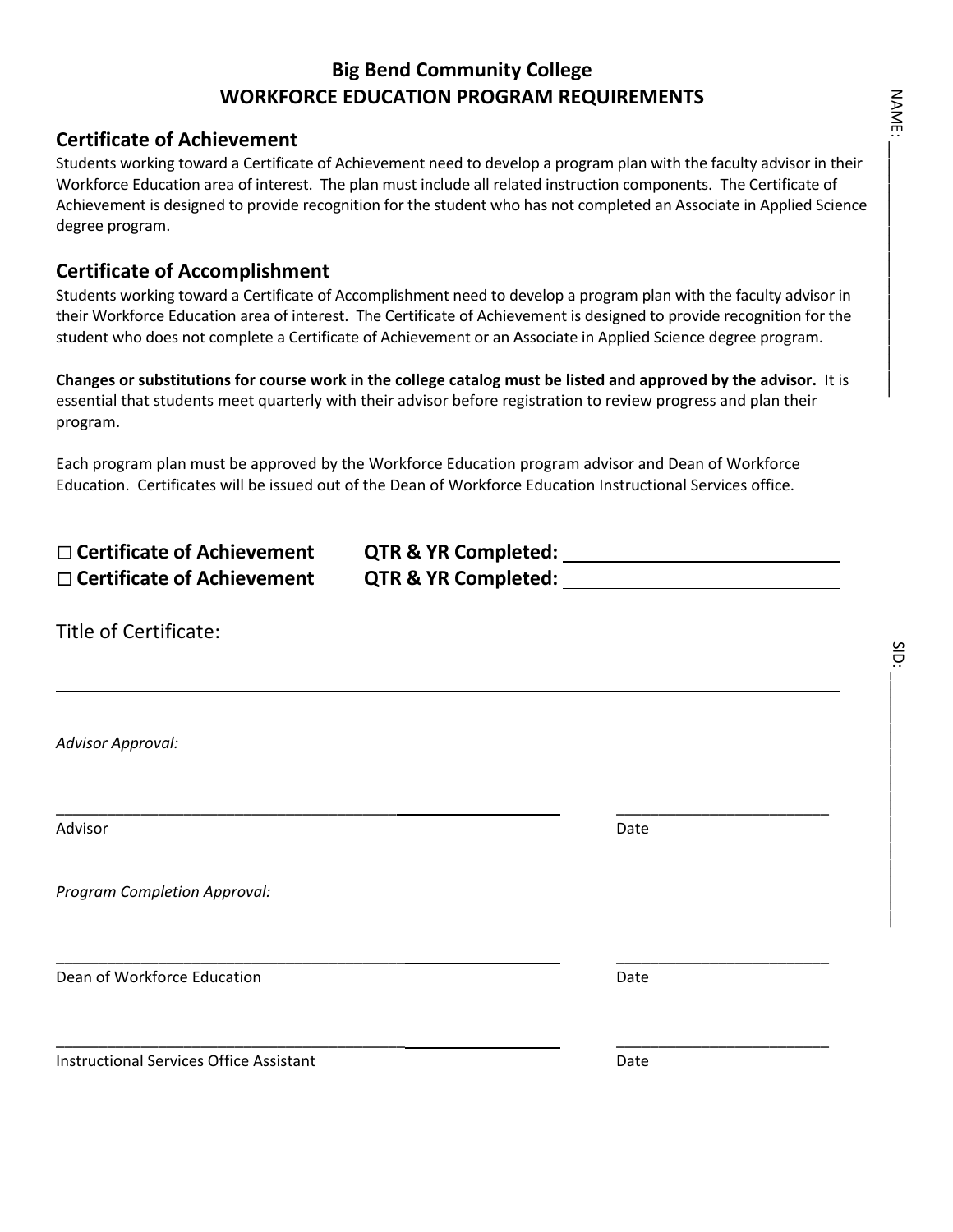## Big Bend Community College
## WORKFORCE EDUCATION PROGRAM REQUIREMENTS

NAME: ______________________

### Certificate of Achievement

Students working toward a Certificate of Achievement need to develop a program plan with the faculty advisor in their Workforce Education area of interest. The plan must include all related instruction components. The Certificate of Achievement is designed to provide recognition for the student who has not completed an Associate in Applied Science degree program.

### Certificate of Accomplishment

Students working toward a Certificate of Accomplishment need to develop a program plan with the faculty advisor in their Workforce Education area of interest. The Certificate of Achievement is designed to provide recognition for the student who does not complete a Certificate of Achievement or an Associate in Applied Science degree program.

**Changes or substitutions for course work in the college catalog must be listed and approved by the advisor.** It is essential that students meet quarterly with their advisor before registration to review progress and plan their program.

Each program plan must be approved by the Workforce Education program advisor and Dean of Workforce Education. Certificates will be issued out of the Dean of Workforce Education Instructional Services office.

**☐ Certificate of Achievement** **QTR & YR Completed:** ______________________

**☐ Certificate of Achievement** **QTR & YR Completed:** ______________________

Title of Certificate:

______________________________________________________________________

SID: ______________________

*Advisor Approval:*

______________________________________________ ______________________

Advisor Date

*Program Completion Approval:*

______________________________________________ ______________________

Dean of Workforce Education Date

______________________________________________ ______________________

Instructional Services Office Assistant Date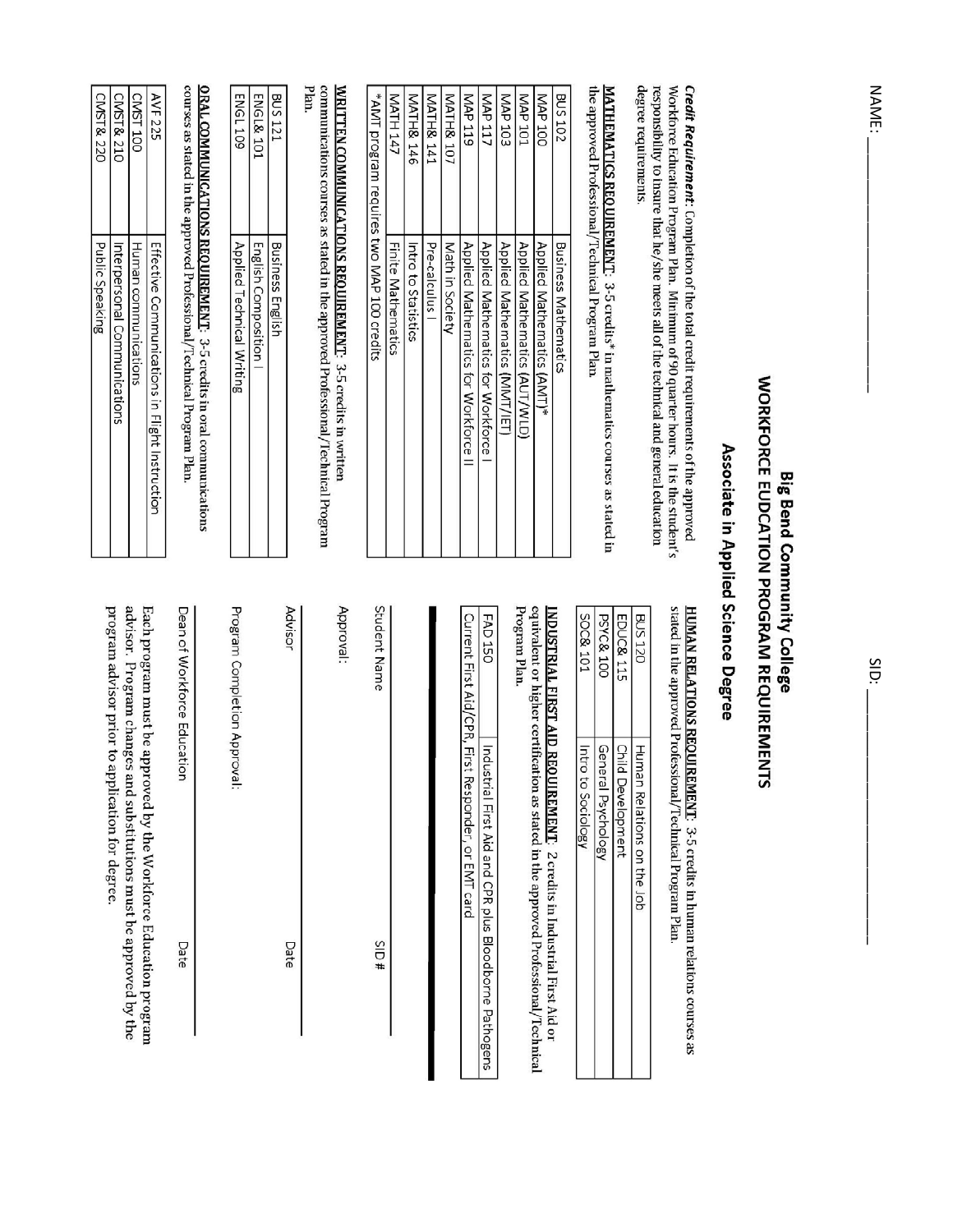NAME: ____________________ SID: ____________________

# Big Bend Community College

## WORKFORCE EUDCATION PROGRAM REQUIREMENTS

### Associate in Applied Science Degree

***Credit Requirement***: Completion of the total credit requirements of the approved Workforce Education Program Plan. Minimum of 90 quarter hours. It is the student's responsibility to insure that he/she meets all of the technical and general education degree requirements.

**MATHEMATICS REQUIREMENT**: 3-5 credits* in mathematics courses as stated in the approved Professional/Technical Program Plan.

| | |
|---|---|
| BUS 102 | Business Mathematics |
| MAP 100 | Applied Mathematics (AMT)* |
| MAP 101 | Applied Mathematics (AUT/WLD) |
| MAP 103 | Applied Mathematics (MMT/IET) |
| MAP 117 | Applied Mathematics for Workforce I |
| MAP 119 | Applied Mathematics for Workforce II |
| MATH& 107 | Math in Society |
| MATH& 141 | Pre-calculus I |
| MATH& 146 | Intro to Statistics |
| MATH 147 | Finite Mathematics |
| *AMT program requires two MAP 100 credits | |

**WRITTEN COMMUNICATIONS REQUIREMENT**: 3-5 credits in written communications courses as stated in the approved Professional/Technical Program Plan.

| | |
|---|---|
| BUS 121 | Business English |
| ENGL& 101 | English Composition I |
| ENGL 109 | Applied Technical Writing |

**ORAL COMMUNICATIONS REQUIREMENT**: 3-5 credits in oral communications courses as stated in the approved Professional/Technical Program Plan.

| | |
|---|---|
| AVF 225 | Effective Communications in Flight Instruction |
| CMST 100 | Human communications |
| CMST& 210 | Interpersonal Communications |
| CMST& 220 | Public Speaking |

**HUMAN RELATIONS REQUIREMENT**: 3-5 credits in human relations courses as stated in the approved Professional/Technical Program Plan.

| | |
|---|---|
| BUS 120 | Human Relations on the Job |
| EDUC& 115 | Child Development |
| PSYC& 100 | General Psychology |
| SOC& 101 | Intro to Sociology |

**INDUSTRIAL FIRST AID REQUIREMENT**: 2 credits in Industrial First Aid or equivalent or higher certification as stated in the approved Professional/Technical Program Plan.

| | |
|---|---|
| FAD 150 | Industrial First Aid and CPR plus Bloodborne Pathogens |
| Current First Aid/CPR, First Responder, or EMT card | |

Student Name ____________________ SID # ____________________

Approval:

Advisor ____________________ Date ____________________

Program Completion Approval:

Dean of Workforce Education ____________________ Date ____________________

Each program must be approved by the Workforce Education program advisor. Program changes and substitutions must be approved by the program advisor prior to application for degree.